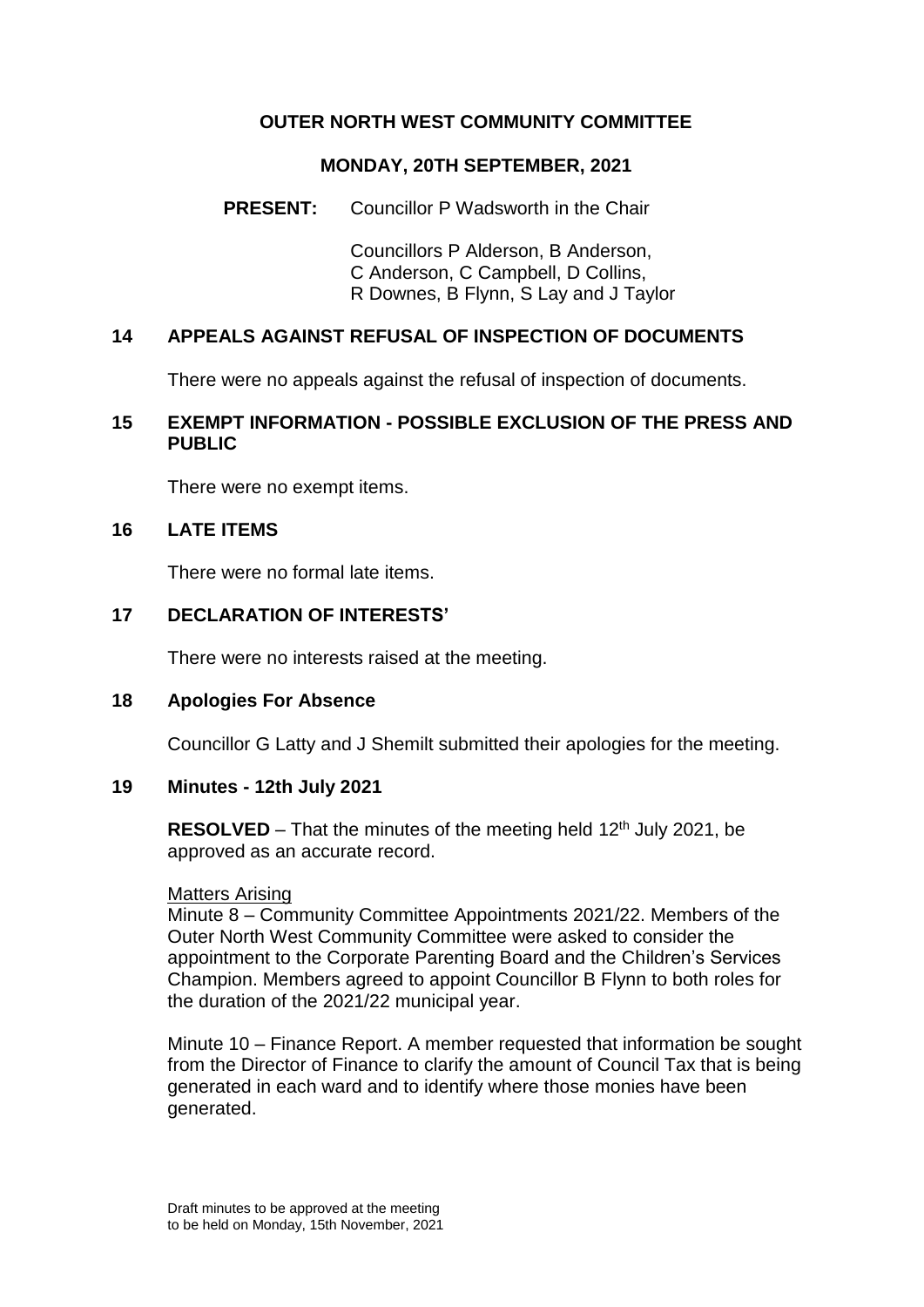# OUTER NORTH WEST COMMUNITY COMMITTEE

## MONDAY, 20TH SEPTEMBER, 2021

**PRESENT:** Councillor P Wadsworth in the Chair

Councillors P Alderson, B Anderson, C Anderson, C Campbell, D Collins, R Downes, B Flynn, S Lay and J Taylor

### 14 APPEALS AGAINST REFUSAL OF INSPECTION OF DOCUMENTS

There were no appeals against the refusal of inspection of documents.

### 15 EXEMPT INFORMATION - POSSIBLE EXCLUSION OF THE PRESS AND PUBLIC

There were no exempt items.

### 16 LATE ITEMS

There were no formal late items.

### 17 DECLARATION OF INTERESTS'

There were no interests raised at the meeting.

### 18 Apologies For Absence

Councillor G Latty and J Shemilt submitted their apologies for the meeting.

### 19 Minutes - 12th July 2021

**RESOLVED** – That the minutes of the meeting held 12th July 2021, be approved as an accurate record.

Matters Arising

Minute 8 – Community Committee Appointments 2021/22. Members of the Outer North West Community Committee were asked to consider the appointment to the Corporate Parenting Board and the Children's Services Champion. Members agreed to appoint Councillor B Flynn to both roles for the duration of the 2021/22 municipal year.

Minute 10 – Finance Report. A member requested that information be sought from the Director of Finance to clarify the amount of Council Tax that is being generated in each ward and to identify where those monies have been generated.

Draft minutes to be approved at the meeting
to be held on Monday, 15th November, 2021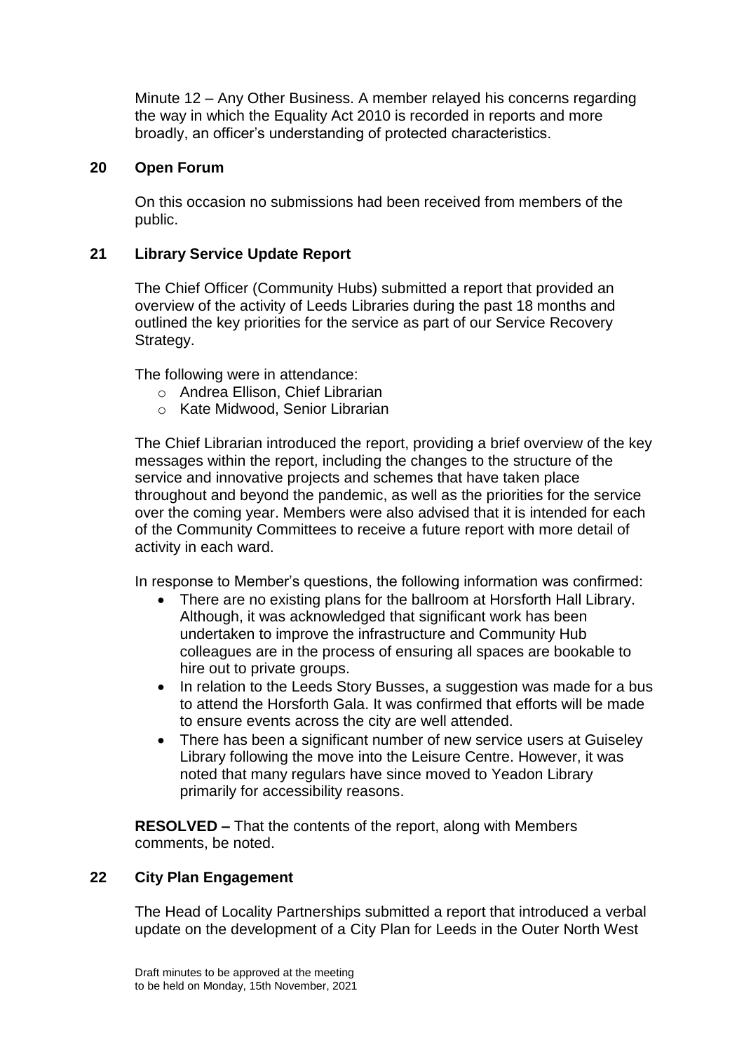Minute 12 – Any Other Business. A member relayed his concerns regarding the way in which the Equality Act 2010 is recorded in reports and more broadly, an officer's understanding of protected characteristics.

## 20 Open Forum

On this occasion no submissions had been received from members of the public.

## 21 Library Service Update Report

The Chief Officer (Community Hubs) submitted a report that provided an overview of the activity of Leeds Libraries during the past 18 months and outlined the key priorities for the service as part of our Service Recovery Strategy.

The following were in attendance:

- Andrea Ellison, Chief Librarian
- Kate Midwood, Senior Librarian

The Chief Librarian introduced the report, providing a brief overview of the key messages within the report, including the changes to the structure of the service and innovative projects and schemes that have taken place throughout and beyond the pandemic, as well as the priorities for the service over the coming year. Members were also advised that it is intended for each of the Community Committees to receive a future report with more detail of activity in each ward.

In response to Member's questions, the following information was confirmed:

- There are no existing plans for the ballroom at Horsforth Hall Library. Although, it was acknowledged that significant work has been undertaken to improve the infrastructure and Community Hub colleagues are in the process of ensuring all spaces are bookable to hire out to private groups.
- In relation to the Leeds Story Busses, a suggestion was made for a bus to attend the Horsforth Gala. It was confirmed that efforts will be made to ensure events across the city are well attended.
- There has been a significant number of new service users at Guiseley Library following the move into the Leisure Centre. However, it was noted that many regulars have since moved to Yeadon Library primarily for accessibility reasons.

**RESOLVED –** That the contents of the report, along with Members comments, be noted.

## 22 City Plan Engagement

The Head of Locality Partnerships submitted a report that introduced a verbal update on the development of a City Plan for Leeds in the Outer North West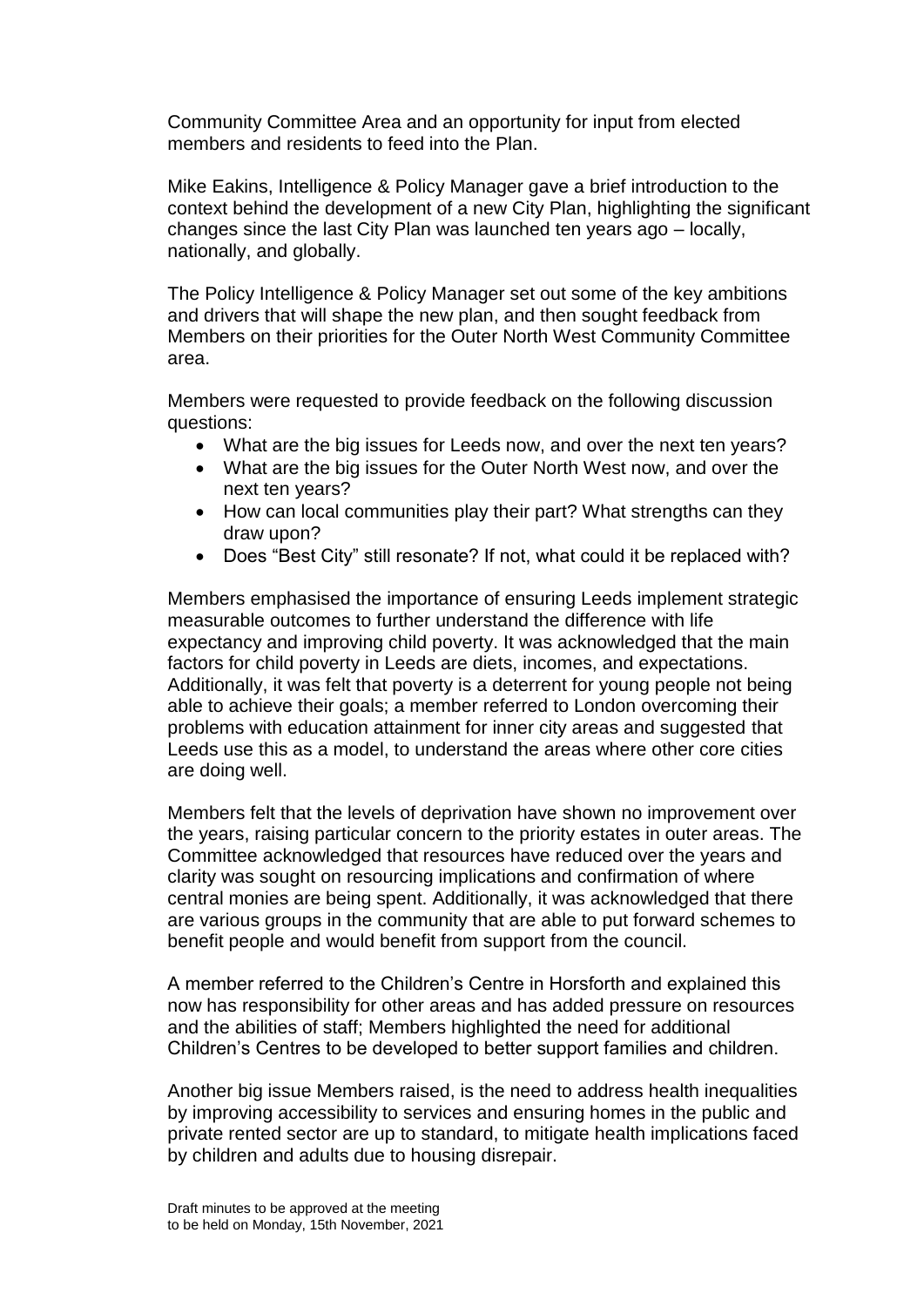Community Committee Area and an opportunity for input from elected members and residents to feed into the Plan.

Mike Eakins, Intelligence & Policy Manager gave a brief introduction to the context behind the development of a new City Plan, highlighting the significant changes since the last City Plan was launched ten years ago – locally, nationally, and globally.

The Policy Intelligence & Policy Manager set out some of the key ambitions and drivers that will shape the new plan, and then sought feedback from Members on their priorities for the Outer North West Community Committee area.

Members were requested to provide feedback on the following discussion questions:

- What are the big issues for Leeds now, and over the next ten years?
- What are the big issues for the Outer North West now, and over the next ten years?
- How can local communities play their part? What strengths can they draw upon?
- Does "Best City" still resonate? If not, what could it be replaced with?

Members emphasised the importance of ensuring Leeds implement strategic measurable outcomes to further understand the difference with life expectancy and improving child poverty. It was acknowledged that the main factors for child poverty in Leeds are diets, incomes, and expectations. Additionally, it was felt that poverty is a deterrent for young people not being able to achieve their goals; a member referred to London overcoming their problems with education attainment for inner city areas and suggested that Leeds use this as a model, to understand the areas where other core cities are doing well.

Members felt that the levels of deprivation have shown no improvement over the years, raising particular concern to the priority estates in outer areas. The Committee acknowledged that resources have reduced over the years and clarity was sought on resourcing implications and confirmation of where central monies are being spent. Additionally, it was acknowledged that there are various groups in the community that are able to put forward schemes to benefit people and would benefit from support from the council.

A member referred to the Children's Centre in Horsforth and explained this now has responsibility for other areas and has added pressure on resources and the abilities of staff; Members highlighted the need for additional Children's Centres to be developed to better support families and children.

Another big issue Members raised, is the need to address health inequalities by improving accessibility to services and ensuring homes in the public and private rented sector are up to standard, to mitigate health implications faced by children and adults due to housing disrepair.

Draft minutes to be approved at the meeting to be held on Monday, 15th November, 2021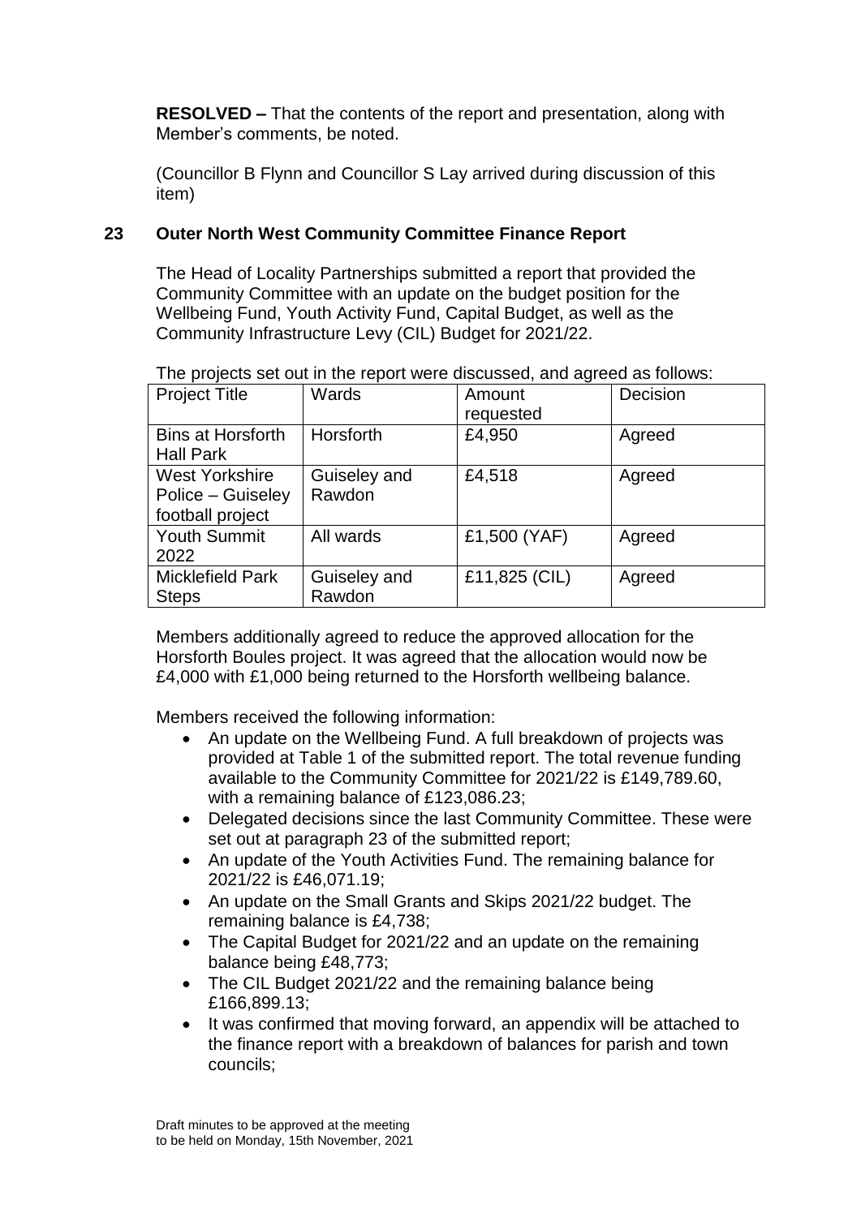**RESOLVED –** That the contents of the report and presentation, along with Member's comments, be noted.

(Councillor B Flynn and Councillor S Lay arrived during discussion of this item)

## 23 Outer North West Community Committee Finance Report

The Head of Locality Partnerships submitted a report that provided the Community Committee with an update on the budget position for the Wellbeing Fund, Youth Activity Fund, Capital Budget, as well as the Community Infrastructure Levy (CIL) Budget for 2021/22.

The projects set out in the report were discussed, and agreed as follows:

| Project Title | Wards | Amount requested | Decision |
|---|---|---|---|
| Bins at Horsforth Hall Park | Horsforth | £4,950 | Agreed |
| West Yorkshire Police – Guiseley football project | Guiseley and Rawdon | £4,518 | Agreed |
| Youth Summit 2022 | All wards | £1,500 (YAF) | Agreed |
| Micklefield Park Steps | Guiseley and Rawdon | £11,825 (CIL) | Agreed |

Members additionally agreed to reduce the approved allocation for the Horsforth Boules project. It was agreed that the allocation would now be £4,000 with £1,000 being returned to the Horsforth wellbeing balance.

Members received the following information:

- An update on the Wellbeing Fund. A full breakdown of projects was provided at Table 1 of the submitted report. The total revenue funding available to the Community Committee for 2021/22 is £149,789.60, with a remaining balance of £123,086.23;
- Delegated decisions since the last Community Committee. These were set out at paragraph 23 of the submitted report;
- An update of the Youth Activities Fund. The remaining balance for 2021/22 is £46,071.19;
- An update on the Small Grants and Skips 2021/22 budget. The remaining balance is £4,738;
- The Capital Budget for 2021/22 and an update on the remaining balance being £48,773;
- The CIL Budget 2021/22 and the remaining balance being £166,899.13;
- It was confirmed that moving forward, an appendix will be attached to the finance report with a breakdown of balances for parish and town councils;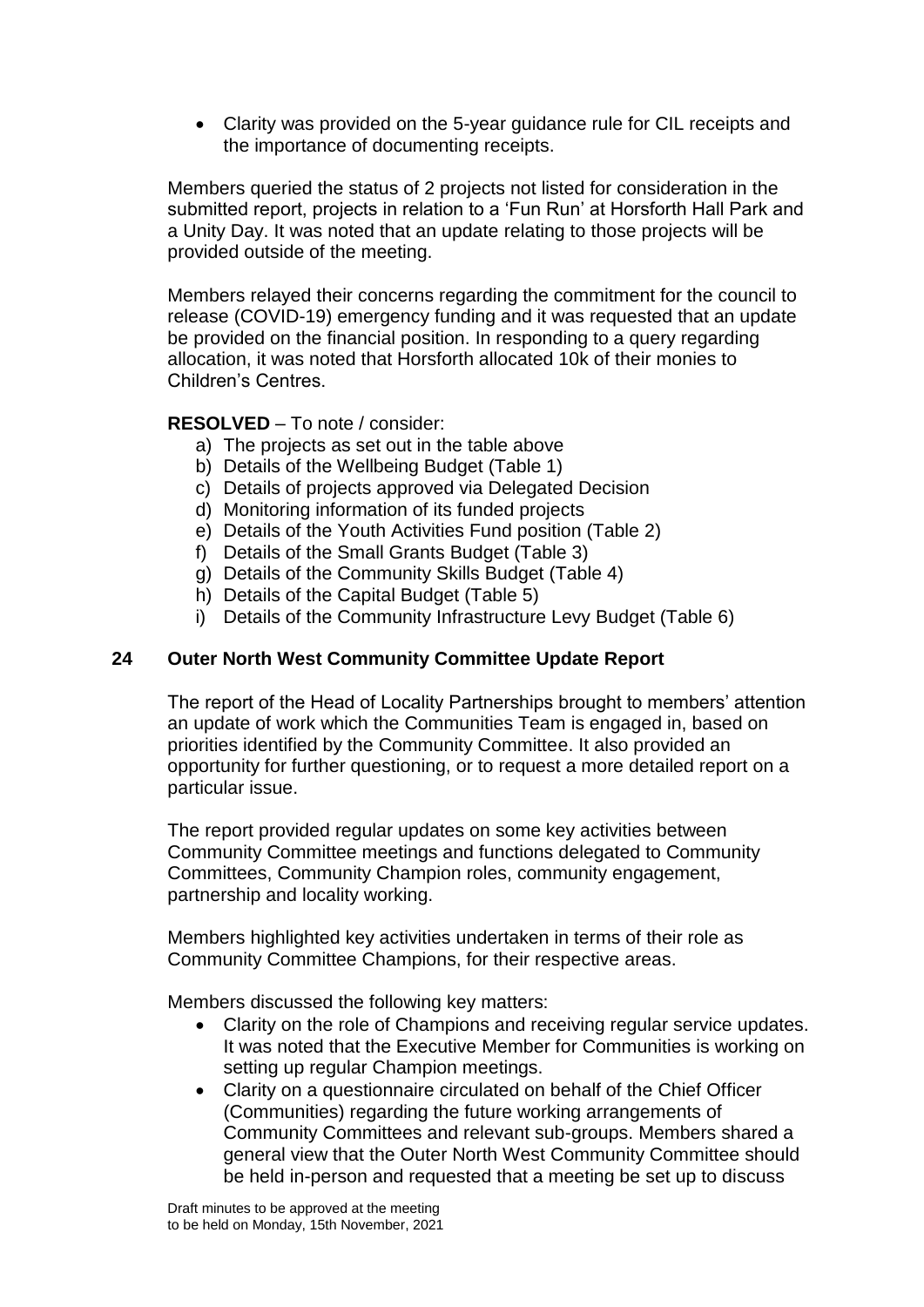- Clarity was provided on the 5-year guidance rule for CIL receipts and the importance of documenting receipts.

Members queried the status of 2 projects not listed for consideration in the submitted report, projects in relation to a 'Fun Run' at Horsforth Hall Park and a Unity Day. It was noted that an update relating to those projects will be provided outside of the meeting.

Members relayed their concerns regarding the commitment for the council to release (COVID-19) emergency funding and it was requested that an update be provided on the financial position. In responding to a query regarding allocation, it was noted that Horsforth allocated 10k of their monies to Children's Centres.

**RESOLVED** – To note / consider:

a) The projects as set out in the table above
b) Details of the Wellbeing Budget (Table 1)
c) Details of projects approved via Delegated Decision
d) Monitoring information of its funded projects
e) Details of the Youth Activities Fund position (Table 2)
f) Details of the Small Grants Budget (Table 3)
g) Details of the Community Skills Budget (Table 4)
h) Details of the Capital Budget (Table 5)
i) Details of the Community Infrastructure Levy Budget (Table 6)

## 24 Outer North West Community Committee Update Report

The report of the Head of Locality Partnerships brought to members' attention an update of work which the Communities Team is engaged in, based on priorities identified by the Community Committee. It also provided an opportunity for further questioning, or to request a more detailed report on a particular issue.

The report provided regular updates on some key activities between Community Committee meetings and functions delegated to Community Committees, Community Champion roles, community engagement, partnership and locality working.

Members highlighted key activities undertaken in terms of their role as Community Committee Champions, for their respective areas.

Members discussed the following key matters:

- Clarity on the role of Champions and receiving regular service updates. It was noted that the Executive Member for Communities is working on setting up regular Champion meetings.
- Clarity on a questionnaire circulated on behalf of the Chief Officer (Communities) regarding the future working arrangements of Community Committees and relevant sub-groups. Members shared a general view that the Outer North West Community Committee should be held in-person and requested that a meeting be set up to discuss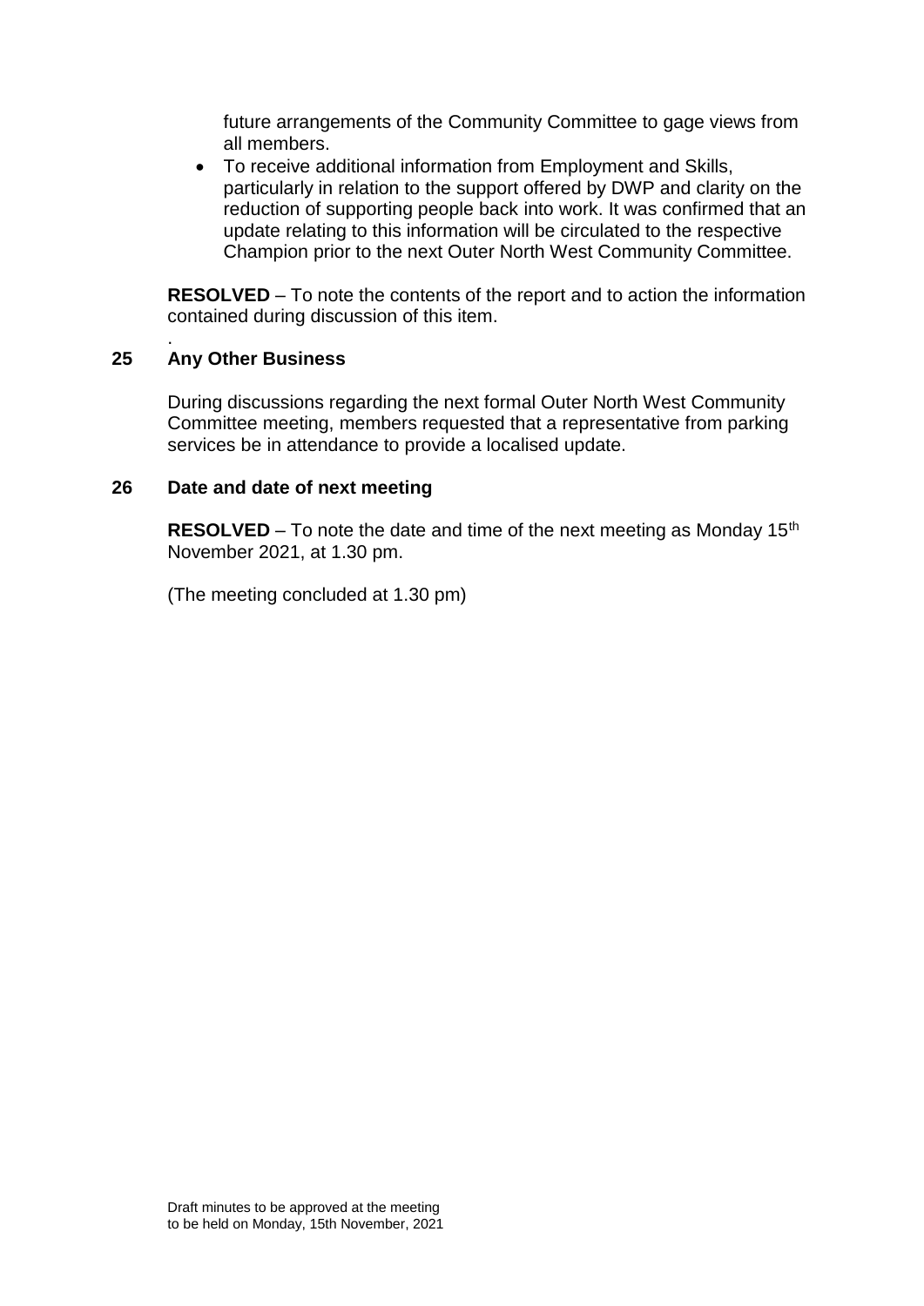future arrangements of the Community Committee to gage views from all members.

- To receive additional information from Employment and Skills, particularly in relation to the support offered by DWP and clarity on the reduction of supporting people back into work. It was confirmed that an update relating to this information will be circulated to the respective Champion prior to the next Outer North West Community Committee.

**RESOLVED** – To note the contents of the report and to action the information contained during discussion of this item.

.

## 25 Any Other Business

During discussions regarding the next formal Outer North West Community Committee meeting, members requested that a representative from parking services be in attendance to provide a localised update.

## 26 Date and date of next meeting

**RESOLVED** – To note the date and time of the next meeting as Monday 15th November 2021, at 1.30 pm.

(The meeting concluded at 1.30 pm)

Draft minutes to be approved at the meeting
to be held on Monday, 15th November, 2021